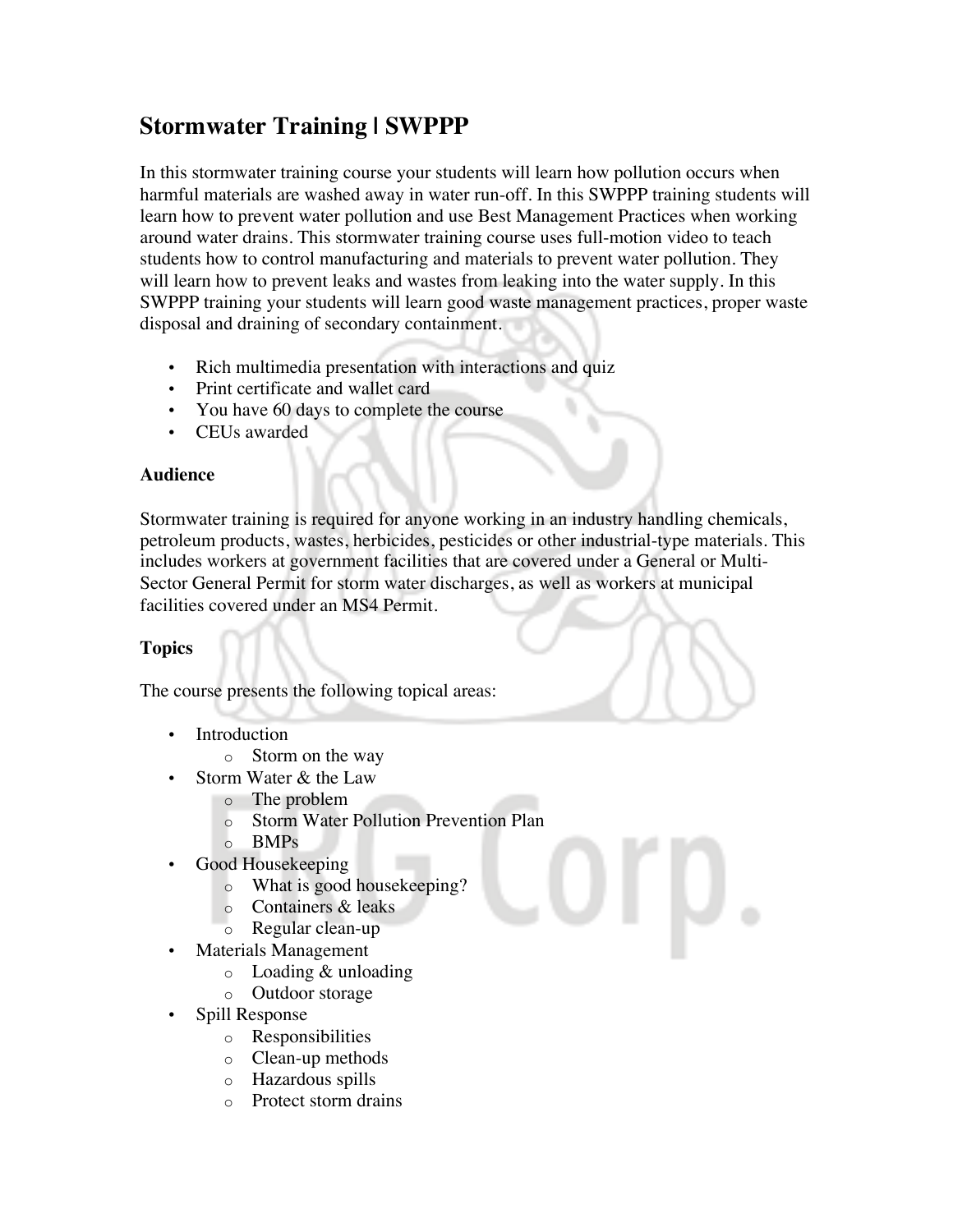# Stormwater Training | SWPPP

In this stormwater training course your students will learn how pollution occurs when harmful materials are washed away in water run-off. In this SWPPP training students will learn how to prevent water pollution and use Best Management Practices when working around water drains. This stormwater training course uses full-motion video to teach students how to control manufacturing and materials to prevent water pollution. They will learn how to prevent leaks and wastes from leaking into the water supply. In this SWPPP training your students will learn good waste management practices, proper waste disposal and draining of secondary containment.

- Rich multimedia presentation with interactions and quiz
- Print certificate and wallet card
- You have 60 days to complete the course
- CEUs awarded

### Audience

Stormwater training is required for anyone working in an industry handling chemicals, petroleum products, wastes, herbicides, pesticides or other industrial-type materials. This includes workers at government facilities that are covered under a General or Multi-Sector General Permit for storm water discharges, as well as workers at municipal facilities covered under an MS4 Permit.

### Topics

The course presents the following topical areas:

- Introduction
  - Storm on the way
- Storm Water & the Law
  - The problem
  - Storm Water Pollution Prevention Plan
  - BMPs
- Good Housekeeping
  - What is good housekeeping?
  - Containers & leaks
  - Regular clean-up
- Materials Management
  - Loading & unloading
  - Outdoor storage
- Spill Response
  - Responsibilities
  - Clean-up methods
  - Hazardous spills
  - Protect storm drains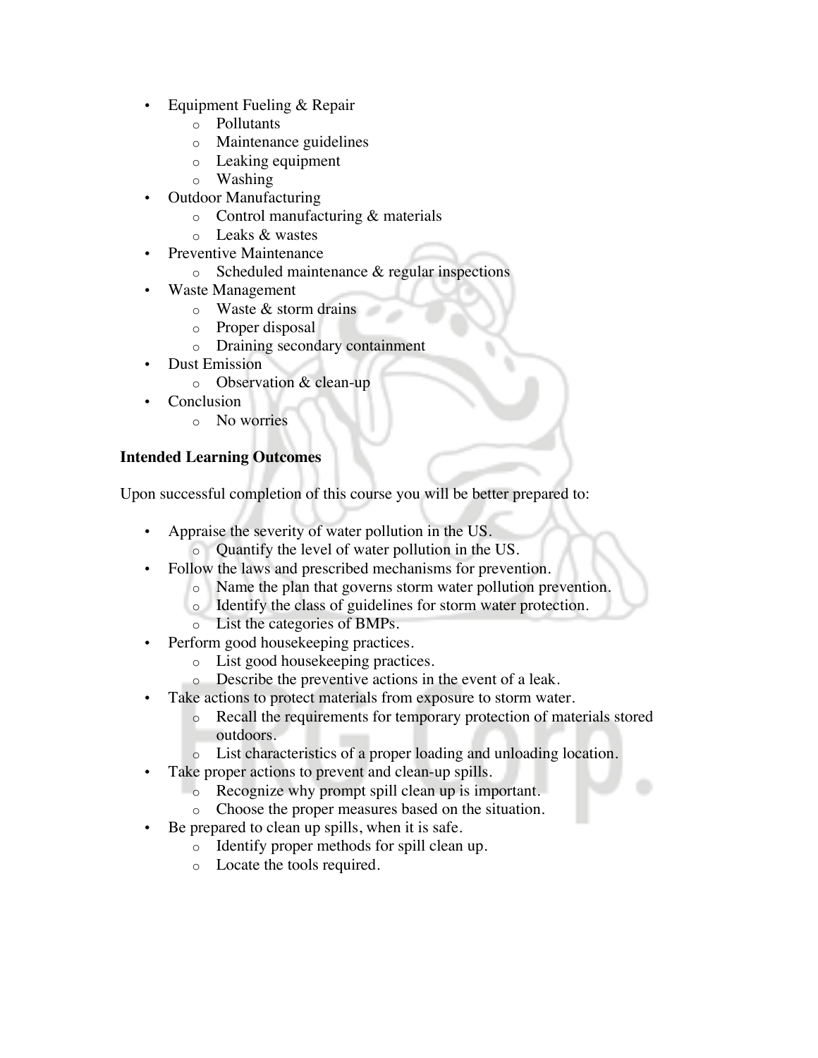- Equipment Fueling & Repair
  - Pollutants
  - Maintenance guidelines
  - Leaking equipment
  - Washing
- Outdoor Manufacturing
  - Control manufacturing & materials
  - Leaks & wastes
- Preventive Maintenance
  - Scheduled maintenance & regular inspections
- Waste Management
  - Waste & storm drains
  - Proper disposal
  - Draining secondary containment
- Dust Emission
  - Observation & clean-up
- Conclusion
  - No worries

**Intended Learning Outcomes**

Upon successful completion of this course you will be better prepared to:

- Appraise the severity of water pollution in the US.
  - Quantify the level of water pollution in the US.
- Follow the laws and prescribed mechanisms for prevention.
  - Name the plan that governs storm water pollution prevention.
  - Identify the class of guidelines for storm water protection.
  - List the categories of BMPs.
- Perform good housekeeping practices.
  - List good housekeeping practices.
  - Describe the preventive actions in the event of a leak.
- Take actions to protect materials from exposure to storm water.
  - Recall the requirements for temporary protection of materials stored outdoors.
  - List characteristics of a proper loading and unloading location.
- Take proper actions to prevent and clean-up spills.
  - Recognize why prompt spill clean up is important.
  - Choose the proper measures based on the situation.
- Be prepared to clean up spills, when it is safe.
  - Identify proper methods for spill clean up.
  - Locate the tools required.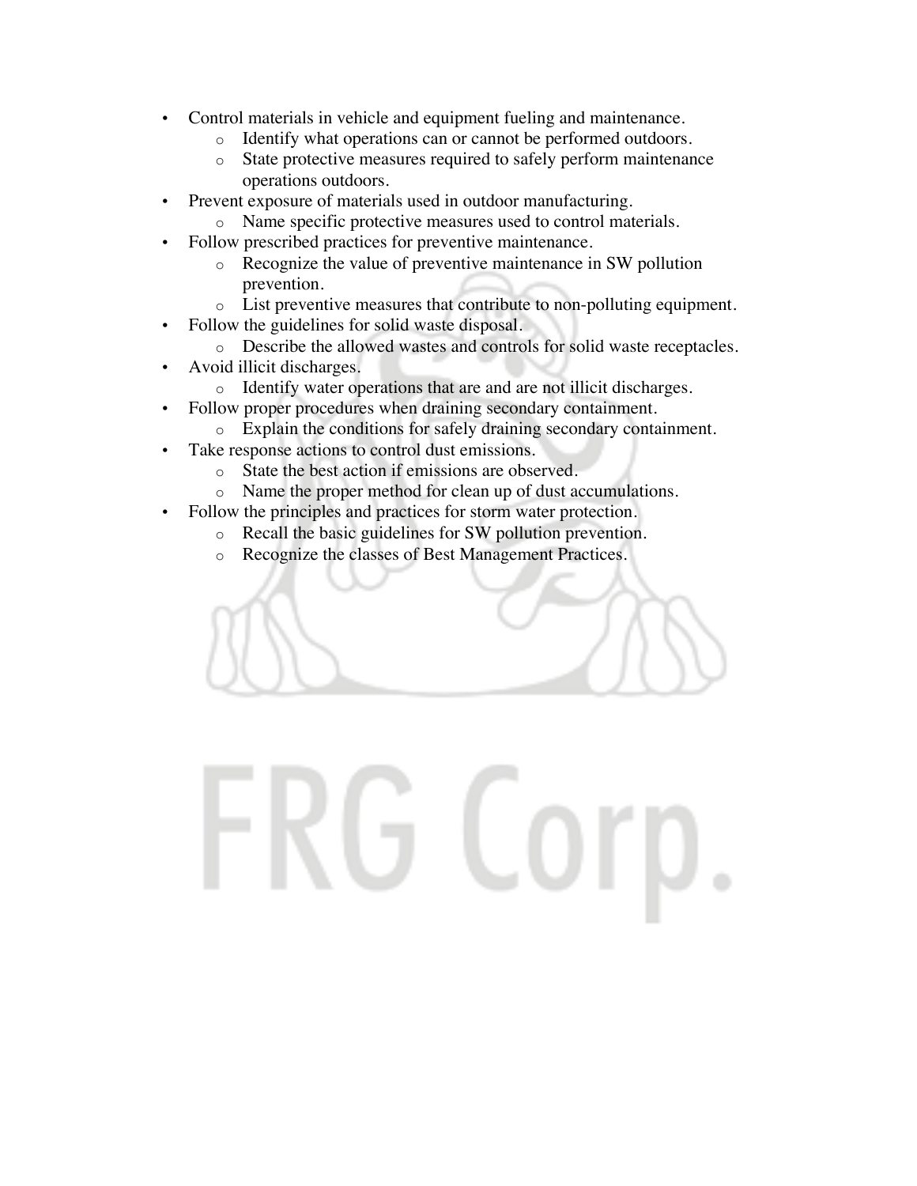- Control materials in vehicle and equipment fueling and maintenance.
  - Identify what operations can or cannot be performed outdoors.
  - State protective measures required to safely perform maintenance operations outdoors.
- Prevent exposure of materials used in outdoor manufacturing.
  - Name specific protective measures used to control materials.
- Follow prescribed practices for preventive maintenance.
  - Recognize the value of preventive maintenance in SW pollution prevention.
  - List preventive measures that contribute to non-polluting equipment.
- Follow the guidelines for solid waste disposal.
  - Describe the allowed wastes and controls for solid waste receptacles.
- Avoid illicit discharges.
  - Identify water operations that are and are not illicit discharges.
- Follow proper procedures when draining secondary containment.
  - Explain the conditions for safely draining secondary containment.
- Take response actions to control dust emissions.
  - State the best action if emissions are observed.
  - Name the proper method for clean up of dust accumulations.
- Follow the principles and practices for storm water protection.
  - Recall the basic guidelines for SW pollution prevention.
  - Recognize the classes of Best Management Practices.